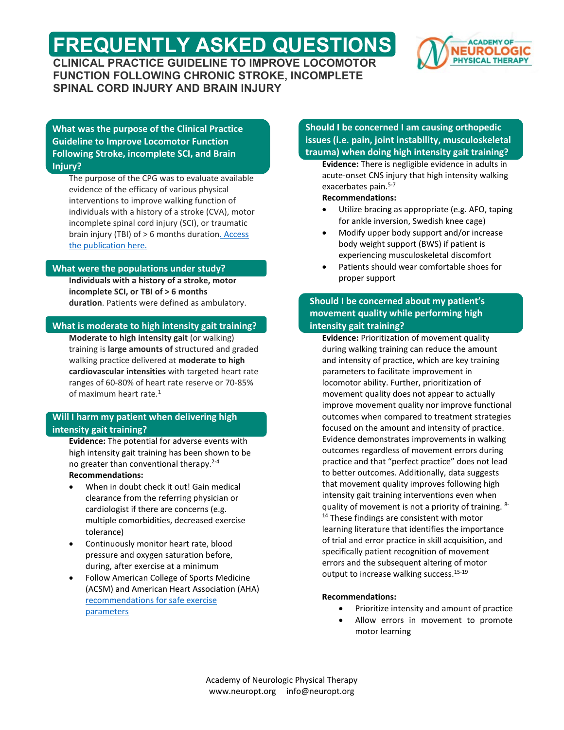# FREQUENTLY ASKED QUESTIONS

## CLINICAL PRACTICE GUIDELINE TO IMPROVE LOCOMOTOR FUNCTION FOLLOWING CHRONIC STROKE, INCOMPLETE SPINAL CORD INJURY AND BRAIN INJURY

### What was the purpose of the Clinical Practice Guideline to Improve Locomotor Function Following Stroke, incomplete SCI, and Brain Injury?

The purpose of the CPG was to evaluate available evidence of the efficacy of various physical interventions to improve walking function of individuals with a history of a stroke (CVA), motor incomplete spinal cord injury (SCI), or traumatic brain injury (TBI) of > 6 months duration. Access the publication here.

### What were the populations under study?

**Individuals with a history of a stroke, motor incomplete SCI, or TBI of > 6 months duration**. Patients were defined as ambulatory.

### What is moderate to high intensity gait training?

**Moderate to high intensity gait** (or walking) training is **large amounts of** structured and graded walking practice delivered at **moderate to high cardiovascular intensities** with targeted heart rate ranges of 60-80% of heart rate reserve or 70-85% of maximum heart rate.[1]

### Will I harm my patient when delivering high intensity gait training?

**Evidence:** The potential for adverse events with high intensity gait training has been shown to be no greater than conventional therapy.[2-4]

**Recommendations:**

- When in doubt check it out! Gain medical clearance from the referring physician or cardiologist if there are concerns (e.g. multiple comorbidities, decreased exercise tolerance)
- Continuously monitor heart rate, blood pressure and oxygen saturation before, during, after exercise at a minimum
- Follow American College of Sports Medicine (ACSM) and American Heart Association (AHA) recommendations for safe exercise parameters

### Should I be concerned I am causing orthopedic issues (i.e. pain, joint instability, musculoskeletal trauma) when doing high intensity gait training?

**Evidence:** There is negligible evidence in adults in acute-onset CNS injury that high intensity walking exacerbates pain.[5-7]

**Recommendations:**

- Utilize bracing as appropriate (e.g. AFO, taping for ankle inversion, Swedish knee cage)
- Modify upper body support and/or increase body weight support (BWS) if patient is experiencing musculoskeletal discomfort
- Patients should wear comfortable shoes for proper support

### Should I be concerned about my patient's movement quality while performing high intensity gait training?

**Evidence:** Prioritization of movement quality during walking training can reduce the amount and intensity of practice, which are key training parameters to facilitate improvement in locomotor ability. Further, prioritization of movement quality does not appear to actually improve movement quality nor improve functional outcomes when compared to treatment strategies focused on the amount and intensity of practice. Evidence demonstrates improvements in walking outcomes regardless of movement errors during practice and that "perfect practice" does not lead to better outcomes. Additionally, data suggests that movement quality improves following high intensity gait training interventions even when quality of movement is not a priority of training.[8-14] These findings are consistent with motor learning literature that identifies the importance of trial and error practice in skill acquisition, and specifically patient recognition of movement errors and the subsequent altering of motor output to increase walking success.[15-19]

**Recommendations:**

- Prioritize intensity and amount of practice
- Allow errors in movement to promote motor learning

Academy of Neurologic Physical Therapy
www.neuropt.org info@neuropt.org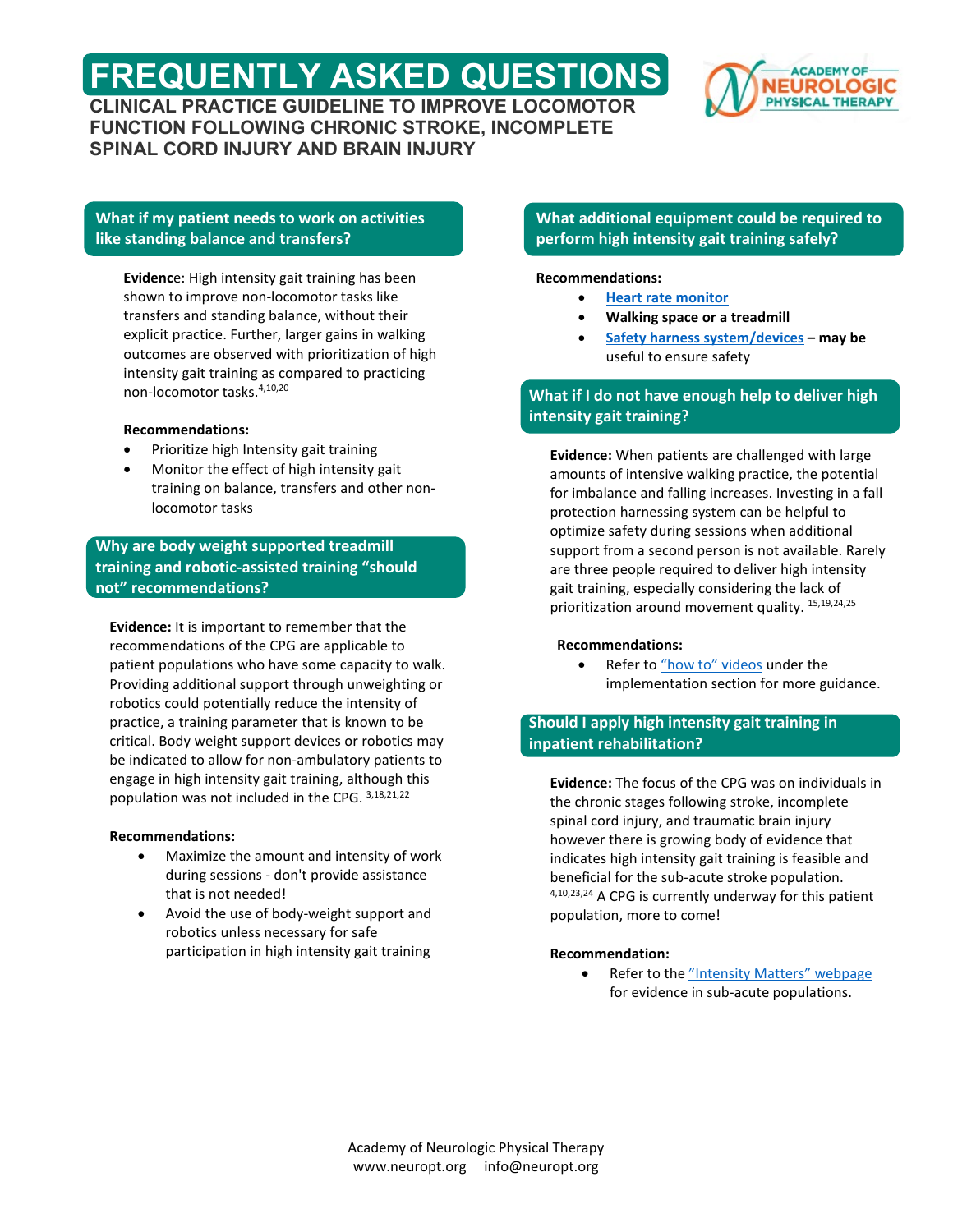# FREQUENTLY ASKED QUESTIONS

**CLINICAL PRACTICE GUIDELINE TO IMPROVE LOCOMOTOR FUNCTION FOLLOWING CHRONIC STROKE, INCOMPLETE SPINAL CORD INJURY AND BRAIN INJURY**

## What if my patient needs to work on activities like standing balance and transfers?

**Evidence**: High intensity gait training has been shown to improve non-locomotor tasks like transfers and standing balance, without their explicit practice. Further, larger gains in walking outcomes are observed with prioritization of high intensity gait training as compared to practicing non-locomotor tasks.[4,10,20]

**Recommendations:**

- Prioritize high Intensity gait training
- Monitor the effect of high intensity gait training on balance, transfers and other non-locomotor tasks

## Why are body weight supported treadmill training and robotic-assisted training "should not" recommendations?

**Evidence:** It is important to remember that the recommendations of the CPG are applicable to patient populations who have some capacity to walk. Providing additional support through unweighting or robotics could potentially reduce the intensity of practice, a training parameter that is known to be critical. Body weight support devices or robotics may be indicated to allow for non-ambulatory patients to engage in high intensity gait training, although this population was not included in the CPG. [3,18,21,22]

**Recommendations:**

- Maximize the amount and intensity of work during sessions - don't provide assistance that is not needed!
- Avoid the use of body-weight support and robotics unless necessary for safe participation in high intensity gait training

## What additional equipment could be required to perform high intensity gait training safely?

**Recommendations:**

- **Heart rate monitor**
- **Walking space or a treadmill**
- **Safety harness system/devices – may be** useful to ensure safety

## What if I do not have enough help to deliver high intensity gait training?

**Evidence:** When patients are challenged with large amounts of intensive walking practice, the potential for imbalance and falling increases. Investing in a fall protection harnessing system can be helpful to optimize safety during sessions when additional support from a second person is not available. Rarely are three people required to deliver high intensity gait training, especially considering the lack of prioritization around movement quality. [15,19,24,25]

**Recommendations:**

- Refer to "how to" videos under the implementation section for more guidance.

## Should I apply high intensity gait training in inpatient rehabilitation?

**Evidence:** The focus of the CPG was on individuals in the chronic stages following stroke, incomplete spinal cord injury, and traumatic brain injury however there is growing body of evidence that indicates high intensity gait training is feasible and beneficial for the sub-acute stroke population. [4,10,23,24] A CPG is currently underway for this patient population, more to come!

**Recommendation:**

- Refer to the "Intensity Matters" webpage for evidence in sub-acute populations.

Academy of Neurologic Physical Therapy
www.neuropt.org info@neuropt.org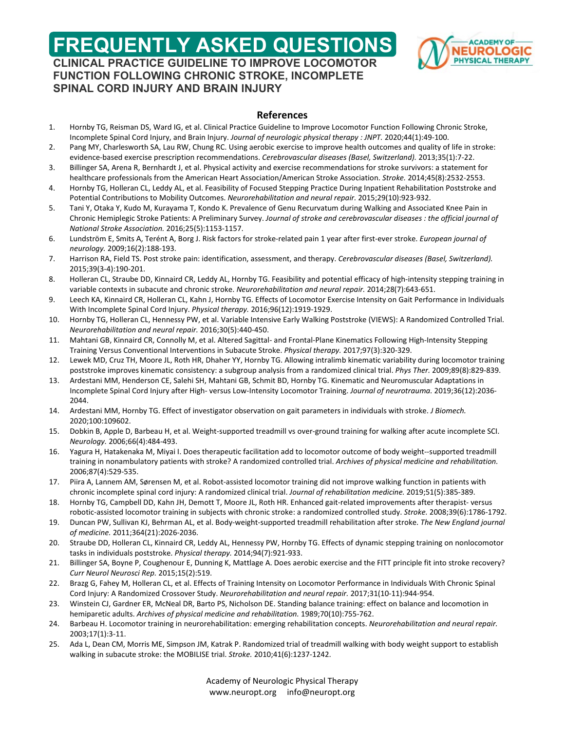# FREQUENTLY ASKED QUESTIONS

**CLINICAL PRACTICE GUIDELINE TO IMPROVE LOCOMOTOR FUNCTION FOLLOWING CHRONIC STROKE, INCOMPLETE SPINAL CORD INJURY AND BRAIN INJURY**

## References

1. Hornby TG, Reisman DS, Ward IG, et al. Clinical Practice Guideline to Improve Locomotor Function Following Chronic Stroke, Incomplete Spinal Cord Injury, and Brain Injury. *Journal of neurologic physical therapy : JNPT.* 2020;44(1):49-100.
2. Pang MY, Charlesworth SA, Lau RW, Chung RC. Using aerobic exercise to improve health outcomes and quality of life in stroke: evidence-based exercise prescription recommendations. *Cerebrovascular diseases (Basel, Switzerland).* 2013;35(1):7-22.
3. Billinger SA, Arena R, Bernhardt J, et al. Physical activity and exercise recommendations for stroke survivors: a statement for healthcare professionals from the American Heart Association/American Stroke Association. *Stroke.* 2014;45(8):2532-2553.
4. Hornby TG, Holleran CL, Leddy AL, et al. Feasibility of Focused Stepping Practice During Inpatient Rehabilitation Poststroke and Potential Contributions to Mobility Outcomes. *Neurorehabilitation and neural repair.* 2015;29(10):923-932.
5. Tani Y, Otaka Y, Kudo M, Kurayama T, Kondo K. Prevalence of Genu Recurvatum during Walking and Associated Knee Pain in Chronic Hemiplegic Stroke Patients: A Preliminary Survey. *Journal of stroke and cerebrovascular diseases : the official journal of National Stroke Association.* 2016;25(5):1153-1157.
6. Lundström E, Smits A, Terént A, Borg J. Risk factors for stroke-related pain 1 year after first-ever stroke. *European journal of neurology.* 2009;16(2):188-193.
7. Harrison RA, Field TS. Post stroke pain: identification, assessment, and therapy. *Cerebrovascular diseases (Basel, Switzerland).* 2015;39(3-4):190-201.
8. Holleran CL, Straube DD, Kinnaird CR, Leddy AL, Hornby TG. Feasibility and potential efficacy of high-intensity stepping training in variable contexts in subacute and chronic stroke. *Neurorehabilitation and neural repair.* 2014;28(7):643-651.
9. Leech KA, Kinnaird CR, Holleran CL, Kahn J, Hornby TG. Effects of Locomotor Exercise Intensity on Gait Performance in Individuals With Incomplete Spinal Cord Injury. *Physical therapy.* 2016;96(12):1919-1929.
10. Hornby TG, Holleran CL, Hennessy PW, et al. Variable Intensive Early Walking Poststroke (VIEWS): A Randomized Controlled Trial. *Neurorehabilitation and neural repair.* 2016;30(5):440-450.
11. Mahtani GB, Kinnaird CR, Connolly M, et al. Altered Sagittal- and Frontal-Plane Kinematics Following High-Intensity Stepping Training Versus Conventional Interventions in Subacute Stroke. *Physical therapy.* 2017;97(3):320-329.
12. Lewek MD, Cruz TH, Moore JL, Roth HR, Dhaher YY, Hornby TG. Allowing intralimb kinematic variability during locomotor training poststroke improves kinematic consistency: a subgroup analysis from a randomized clinical trial. *Phys Ther.* 2009;89(8):829-839.
13. Ardestani MM, Henderson CE, Salehi SH, Mahtani GB, Schmit BD, Hornby TG. Kinematic and Neuromuscular Adaptations in Incomplete Spinal Cord Injury after High- versus Low-Intensity Locomotor Training. *Journal of neurotrauma.* 2019;36(12):2036-2044.
14. Ardestani MM, Hornby TG. Effect of investigator observation on gait parameters in individuals with stroke. *J Biomech.* 2020;100:109602.
15. Dobkin B, Apple D, Barbeau H, et al. Weight-supported treadmill vs over-ground training for walking after acute incomplete SCI. *Neurology.* 2006;66(4):484-493.
16. Yagura H, Hatakenaka M, Miyai I. Does therapeutic facilitation add to locomotor outcome of body weight--supported treadmill training in nonambulatory patients with stroke? A randomized controlled trial. *Archives of physical medicine and rehabilitation.* 2006;87(4):529-535.
17. Piira A, Lannem AM, Sørensen M, et al. Robot-assisted locomotor training did not improve walking function in patients with chronic incomplete spinal cord injury: A randomized clinical trial. *Journal of rehabilitation medicine.* 2019;51(5):385-389.
18. Hornby TG, Campbell DD, Kahn JH, Demott T, Moore JL, Roth HR. Enhanced gait-related improvements after therapist- versus robotic-assisted locomotor training in subjects with chronic stroke: a randomized controlled study. *Stroke.* 2008;39(6):1786-1792.
19. Duncan PW, Sullivan KJ, Behrman AL, et al. Body-weight-supported treadmill rehabilitation after stroke. *The New England journal of medicine.* 2011;364(21):2026-2036.
20. Straube DD, Holleran CL, Kinnaird CR, Leddy AL, Hennessy PW, Hornby TG. Effects of dynamic stepping training on nonlocomotor tasks in individuals poststroke. *Physical therapy.* 2014;94(7):921-933.
21. Billinger SA, Boyne P, Coughenour E, Dunning K, Mattlage A. Does aerobic exercise and the FITT principle fit into stroke recovery? *Curr Neurol Neurosci Rep.* 2015;15(2):519.
22. Brazg G, Fahey M, Holleran CL, et al. Effects of Training Intensity on Locomotor Performance in Individuals With Chronic Spinal Cord Injury: A Randomized Crossover Study. *Neurorehabilitation and neural repair.* 2017;31(10-11):944-954.
23. Winstein CJ, Gardner ER, McNeal DR, Barto PS, Nicholson DE. Standing balance training: effect on balance and locomotion in hemiparetic adults. *Archives of physical medicine and rehabilitation.* 1989;70(10):755-762.
24. Barbeau H. Locomotor training in neurorehabilitation: emerging rehabilitation concepts. *Neurorehabilitation and neural repair.* 2003;17(1):3-11.
25. Ada L, Dean CM, Morris ME, Simpson JM, Katrak P. Randomized trial of treadmill walking with body weight support to establish walking in subacute stroke: the MOBILISE trial. *Stroke.* 2010;41(6):1237-1242.

Academy of Neurologic Physical Therapy
www.neuropt.org info@neuropt.org